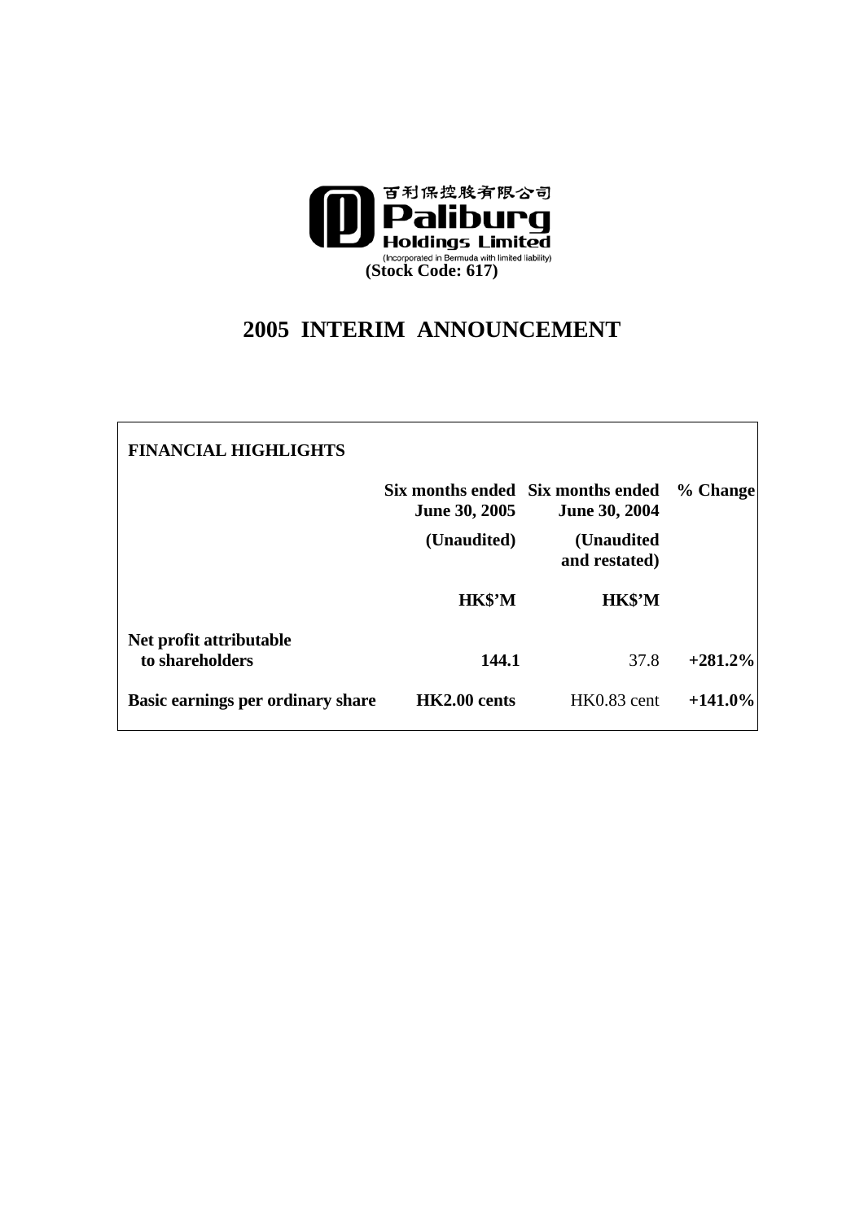百利保控股有限公司

**Paliburg Holdings Limited**

(Incorporated in Bermuda with limited liability)

**(Stock Code: 617)**

# 2005 INTERIM ANNOUNCEMENT

## FINANCIAL HIGHLIGHTS

| | Six months ended June 30, 2005 | Six months ended June 30, 2004 | % Change |
|---|---|---|---|
| | (Unaudited) | (Unaudited and restated) | |
| | HK$'M | HK$'M | |
| **Net profit attributable to shareholders** | **144.1** | 37.8 | **+281.2%** |
| **Basic earnings per ordinary share** | **HK2.00 cents** | HK0.83 cent | **+141.0%** |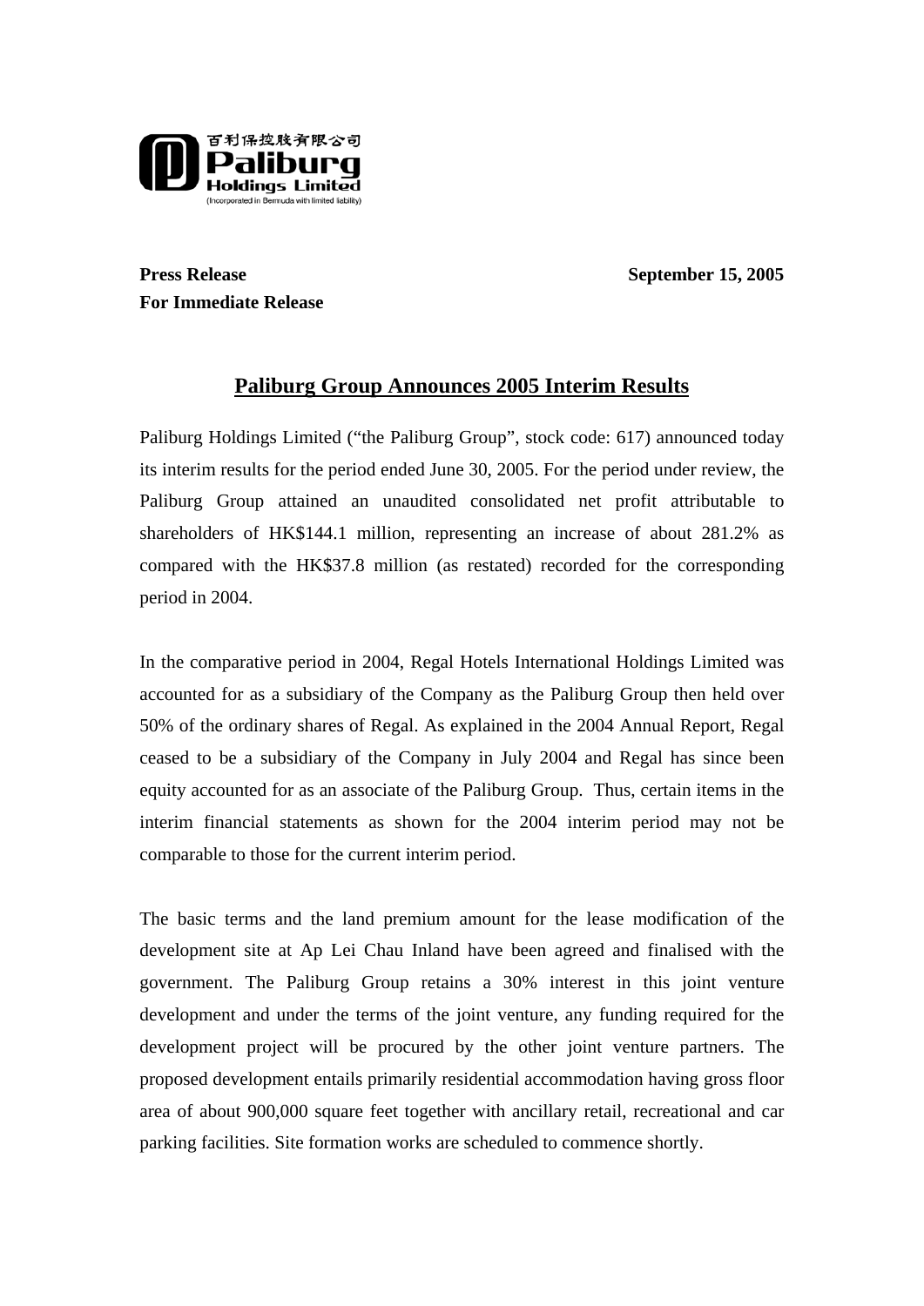百利保控股有限公司
**Paliburg Holdings Limited**
(Incorporated in Bermuda with limited liability)

**Press Release** **September 15, 2005**
**For Immediate Release**

## Paliburg Group Announces 2005 Interim Results

Paliburg Holdings Limited ("the Paliburg Group", stock code: 617) announced today its interim results for the period ended June 30, 2005. For the period under review, the Paliburg Group attained an unaudited consolidated net profit attributable to shareholders of HK$144.1 million, representing an increase of about 281.2% as compared with the HK$37.8 million (as restated) recorded for the corresponding period in 2004.

In the comparative period in 2004, Regal Hotels International Holdings Limited was accounted for as a subsidiary of the Company as the Paliburg Group then held over 50% of the ordinary shares of Regal. As explained in the 2004 Annual Report, Regal ceased to be a subsidiary of the Company in July 2004 and Regal has since been equity accounted for as an associate of the Paliburg Group. Thus, certain items in the interim financial statements as shown for the 2004 interim period may not be comparable to those for the current interim period.

The basic terms and the land premium amount for the lease modification of the development site at Ap Lei Chau Inland have been agreed and finalised with the government. The Paliburg Group retains a 30% interest in this joint venture development and under the terms of the joint venture, any funding required for the development project will be procured by the other joint venture partners. The proposed development entails primarily residential accommodation having gross floor area of about 900,000 square feet together with ancillary retail, recreational and car parking facilities. Site formation works are scheduled to commence shortly.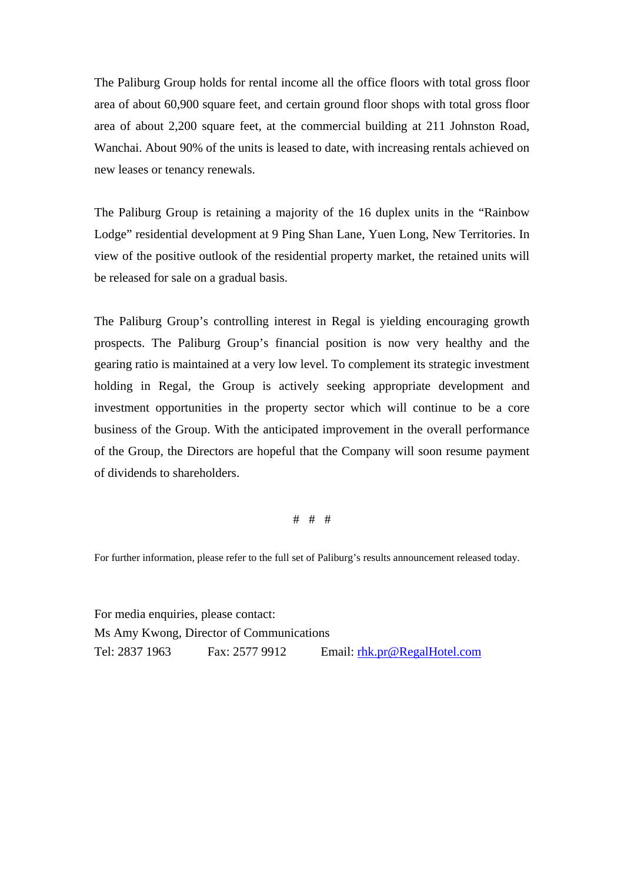The Paliburg Group holds for rental income all the office floors with total gross floor area of about 60,900 square feet, and certain ground floor shops with total gross floor area of about 2,200 square feet, at the commercial building at 211 Johnston Road, Wanchai. About 90% of the units is leased to date, with increasing rentals achieved on new leases or tenancy renewals.

The Paliburg Group is retaining a majority of the 16 duplex units in the "Rainbow Lodge" residential development at 9 Ping Shan Lane, Yuen Long, New Territories. In view of the positive outlook of the residential property market, the retained units will be released for sale on a gradual basis.

The Paliburg Group's controlling interest in Regal is yielding encouraging growth prospects. The Paliburg Group's financial position is now very healthy and the gearing ratio is maintained at a very low level. To complement its strategic investment holding in Regal, the Group is actively seeking appropriate development and investment opportunities in the property sector which will continue to be a core business of the Group. With the anticipated improvement in the overall performance of the Group, the Directors are hopeful that the Company will soon resume payment of dividends to shareholders.

# # #

For further information, please refer to the full set of Paliburg's results announcement released today.

For media enquiries, please contact:
Ms Amy Kwong, Director of Communications
Tel: 2837 1963 Fax: 2577 9912 Email: rhk.pr@RegalHotel.com